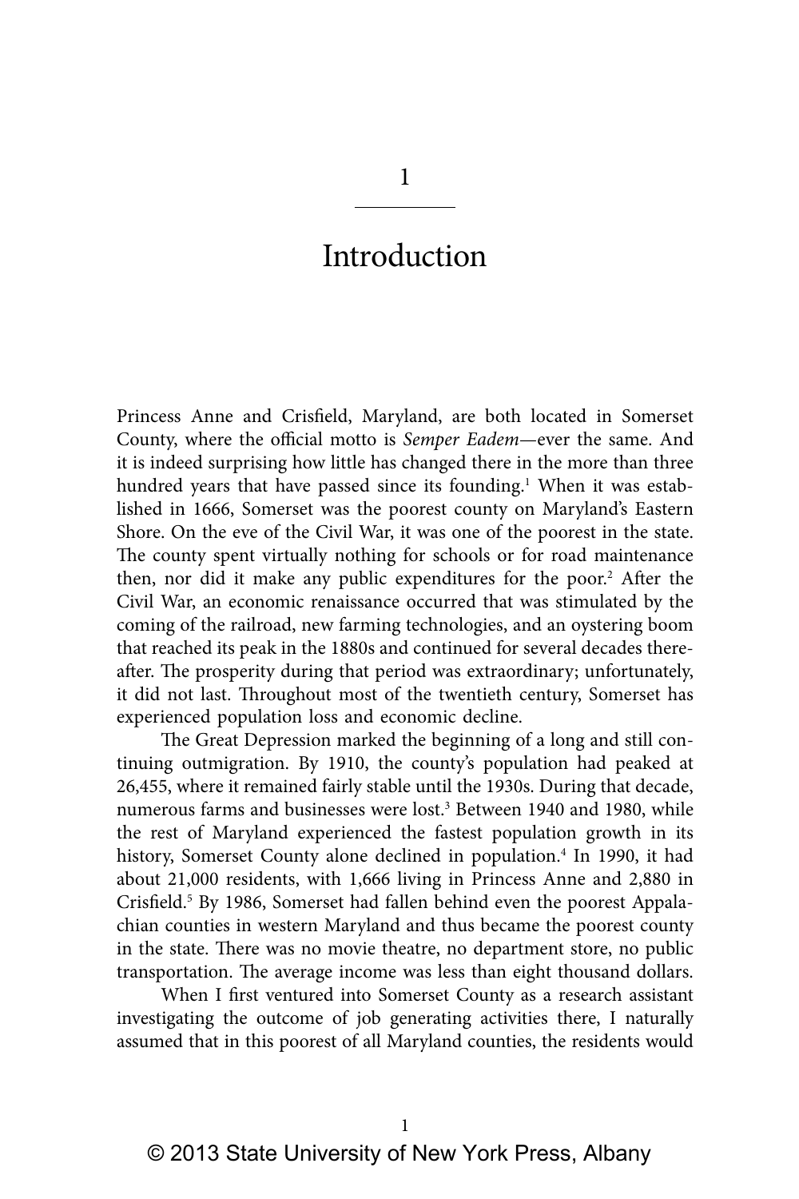# 1

# Introduction

Princess Anne and Crisfield, Maryland, are both located in Somerset County, where the official motto is *Semper Eadem*—ever the same. And it is indeed surprising how little has changed there in the more than three hundred years that have passed since its founding.[1] When it was established in 1666, Somerset was the poorest county on Maryland's Eastern Shore. On the eve of the Civil War, it was one of the poorest in the state. The county spent virtually nothing for schools or for road maintenance then, nor did it make any public expenditures for the poor.[2] After the Civil War, an economic renaissance occurred that was stimulated by the coming of the railroad, new farming technologies, and an oystering boom that reached its peak in the 1880s and continued for several decades thereafter. The prosperity during that period was extraordinary; unfortunately, it did not last. Throughout most of the twentieth century, Somerset has experienced population loss and economic decline.

The Great Depression marked the beginning of a long and still continuing outmigration. By 1910, the county's population had peaked at 26,455, where it remained fairly stable until the 1930s. During that decade, numerous farms and businesses were lost.[3] Between 1940 and 1980, while the rest of Maryland experienced the fastest population growth in its history, Somerset County alone declined in population.[4] In 1990, it had about 21,000 residents, with 1,666 living in Princess Anne and 2,880 in Crisfield.[5] By 1986, Somerset had fallen behind even the poorest Appalachian counties in western Maryland and thus became the poorest county in the state. There was no movie theatre, no department store, no public transportation. The average income was less than eight thousand dollars.

When I first ventured into Somerset County as a research assistant investigating the outcome of job generating activities there, I naturally assumed that in this poorest of all Maryland counties, the residents would

© 2013 State University of New York Press, Albany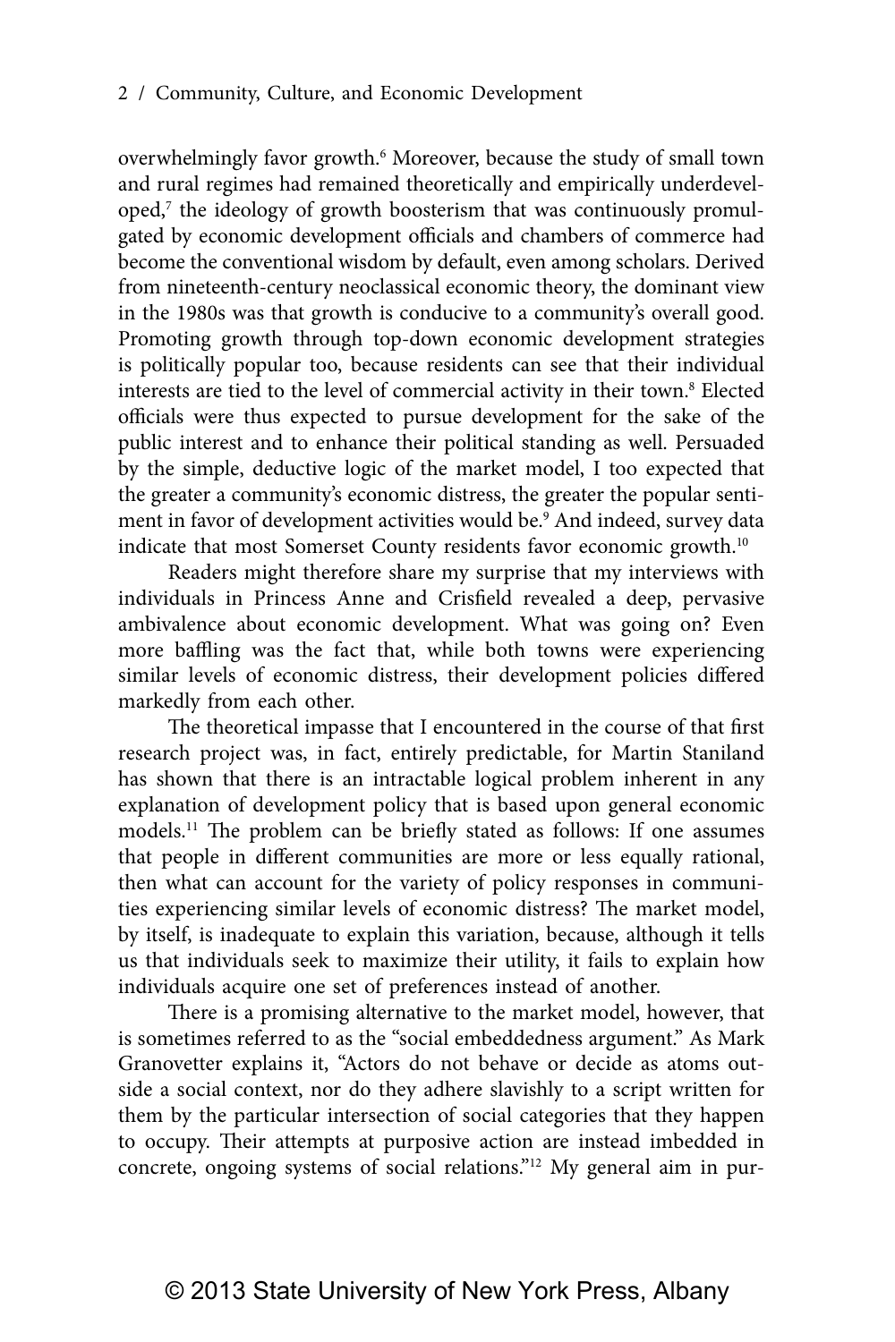overwhelmingly favor growth.[6] Moreover, because the study of small town and rural regimes had remained theoretically and empirically underdeveloped,[7] the ideology of growth boosterism that was continuously promulgated by economic development officials and chambers of commerce had become the conventional wisdom by default, even among scholars. Derived from nineteenth-century neoclassical economic theory, the dominant view in the 1980s was that growth is conducive to a community's overall good. Promoting growth through top-down economic development strategies is politically popular too, because residents can see that their individual interests are tied to the level of commercial activity in their town.[8] Elected officials were thus expected to pursue development for the sake of the public interest and to enhance their political standing as well. Persuaded by the simple, deductive logic of the market model, I too expected that the greater a community's economic distress, the greater the popular sentiment in favor of development activities would be.[9] And indeed, survey data indicate that most Somerset County residents favor economic growth.[10]

Readers might therefore share my surprise that my interviews with individuals in Princess Anne and Crisfield revealed a deep, pervasive ambivalence about economic development. What was going on? Even more baffling was the fact that, while both towns were experiencing similar levels of economic distress, their development policies differed markedly from each other.

The theoretical impasse that I encountered in the course of that first research project was, in fact, entirely predictable, for Martin Staniland has shown that there is an intractable logical problem inherent in any explanation of development policy that is based upon general economic models.[11] The problem can be briefly stated as follows: If one assumes that people in different communities are more or less equally rational, then what can account for the variety of policy responses in communities experiencing similar levels of economic distress? The market model, by itself, is inadequate to explain this variation, because, although it tells us that individuals seek to maximize their utility, it fails to explain how individuals acquire one set of preferences instead of another.

There is a promising alternative to the market model, however, that is sometimes referred to as the "social embeddedness argument." As Mark Granovetter explains it, "Actors do not behave or decide as atoms outside a social context, nor do they adhere slavishly to a script written for them by the particular intersection of social categories that they happen to occupy. Their attempts at purposive action are instead imbedded in concrete, ongoing systems of social relations."[12] My general aim in pur-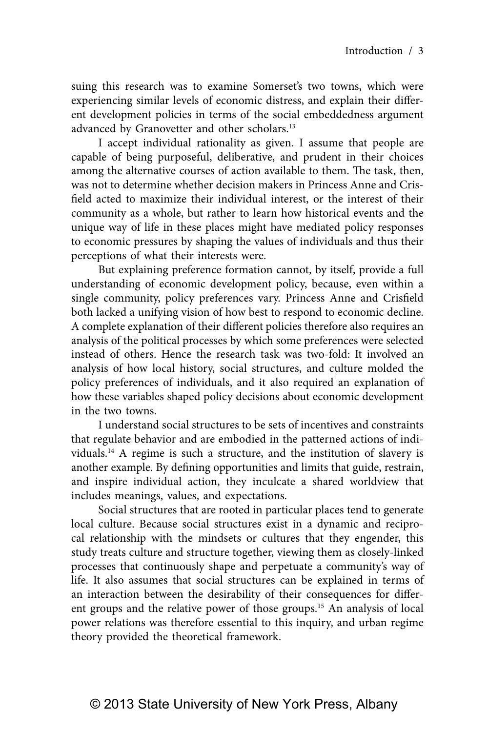suing this research was to examine Somerset's two towns, which were experiencing similar levels of economic distress, and explain their different development policies in terms of the social embeddedness argument advanced by Granovetter and other scholars.[13]

I accept individual rationality as given. I assume that people are capable of being purposeful, deliberative, and prudent in their choices among the alternative courses of action available to them. The task, then, was not to determine whether decision makers in Princess Anne and Crisfield acted to maximize their individual interest, or the interest of their community as a whole, but rather to learn how historical events and the unique way of life in these places might have mediated policy responses to economic pressures by shaping the values of individuals and thus their perceptions of what their interests were.

But explaining preference formation cannot, by itself, provide a full understanding of economic development policy, because, even within a single community, policy preferences vary. Princess Anne and Crisfield both lacked a unifying vision of how best to respond to economic decline. A complete explanation of their different policies therefore also requires an analysis of the political processes by which some preferences were selected instead of others. Hence the research task was two-fold: It involved an analysis of how local history, social structures, and culture molded the policy preferences of individuals, and it also required an explanation of how these variables shaped policy decisions about economic development in the two towns.

I understand social structures to be sets of incentives and constraints that regulate behavior and are embodied in the patterned actions of individuals.[14] A regime is such a structure, and the institution of slavery is another example. By defining opportunities and limits that guide, restrain, and inspire individual action, they inculcate a shared worldview that includes meanings, values, and expectations.

Social structures that are rooted in particular places tend to generate local culture. Because social structures exist in a dynamic and reciprocal relationship with the mindsets or cultures that they engender, this study treats culture and structure together, viewing them as closely-linked processes that continuously shape and perpetuate a community's way of life. It also assumes that social structures can be explained in terms of an interaction between the desirability of their consequences for different groups and the relative power of those groups.[15] An analysis of local power relations was therefore essential to this inquiry, and urban regime theory provided the theoretical framework.

© 2013 State University of New York Press, Albany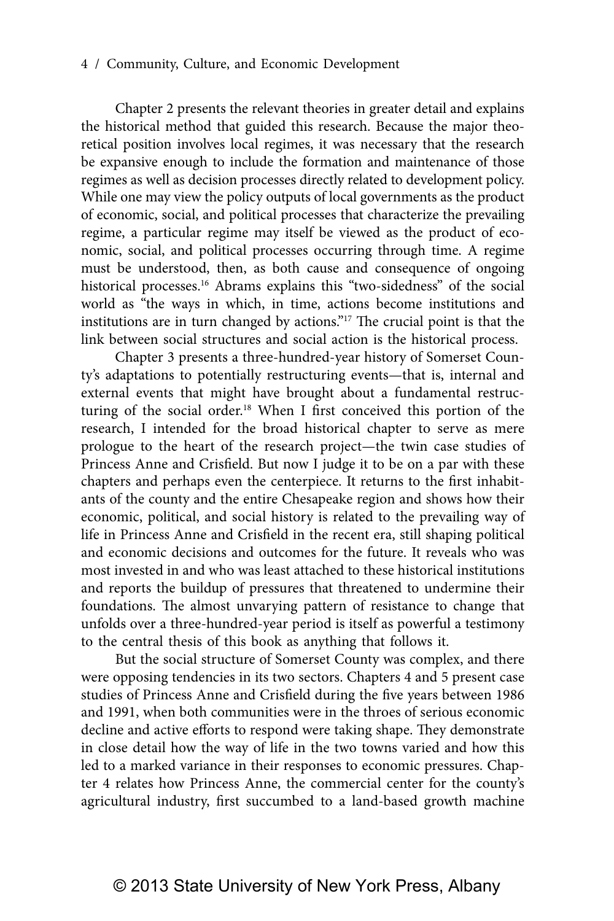Chapter 2 presents the relevant theories in greater detail and explains the historical method that guided this research. Because the major theoretical position involves local regimes, it was necessary that the research be expansive enough to include the formation and maintenance of those regimes as well as decision processes directly related to development policy. While one may view the policy outputs of local governments as the product of economic, social, and political processes that characterize the prevailing regime, a particular regime may itself be viewed as the product of economic, social, and political processes occurring through time. A regime must be understood, then, as both cause and consequence of ongoing historical processes.[16] Abrams explains this "two-sidedness" of the social world as "the ways in which, in time, actions become institutions and institutions are in turn changed by actions."[17] The crucial point is that the link between social structures and social action is the historical process.

Chapter 3 presents a three-hundred-year history of Somerset County's adaptations to potentially restructuring events—that is, internal and external events that might have brought about a fundamental restructuring of the social order.[18] When I first conceived this portion of the research, I intended for the broad historical chapter to serve as mere prologue to the heart of the research project—the twin case studies of Princess Anne and Crisfield. But now I judge it to be on a par with these chapters and perhaps even the centerpiece. It returns to the first inhabitants of the county and the entire Chesapeake region and shows how their economic, political, and social history is related to the prevailing way of life in Princess Anne and Crisfield in the recent era, still shaping political and economic decisions and outcomes for the future. It reveals who was most invested in and who was least attached to these historical institutions and reports the buildup of pressures that threatened to undermine their foundations. The almost unvarying pattern of resistance to change that unfolds over a three-hundred-year period is itself as powerful a testimony to the central thesis of this book as anything that follows it.

But the social structure of Somerset County was complex, and there were opposing tendencies in its two sectors. Chapters 4 and 5 present case studies of Princess Anne and Crisfield during the five years between 1986 and 1991, when both communities were in the throes of serious economic decline and active efforts to respond were taking shape. They demonstrate in close detail how the way of life in the two towns varied and how this led to a marked variance in their responses to economic pressures. Chapter 4 relates how Princess Anne, the commercial center for the county's agricultural industry, first succumbed to a land-based growth machine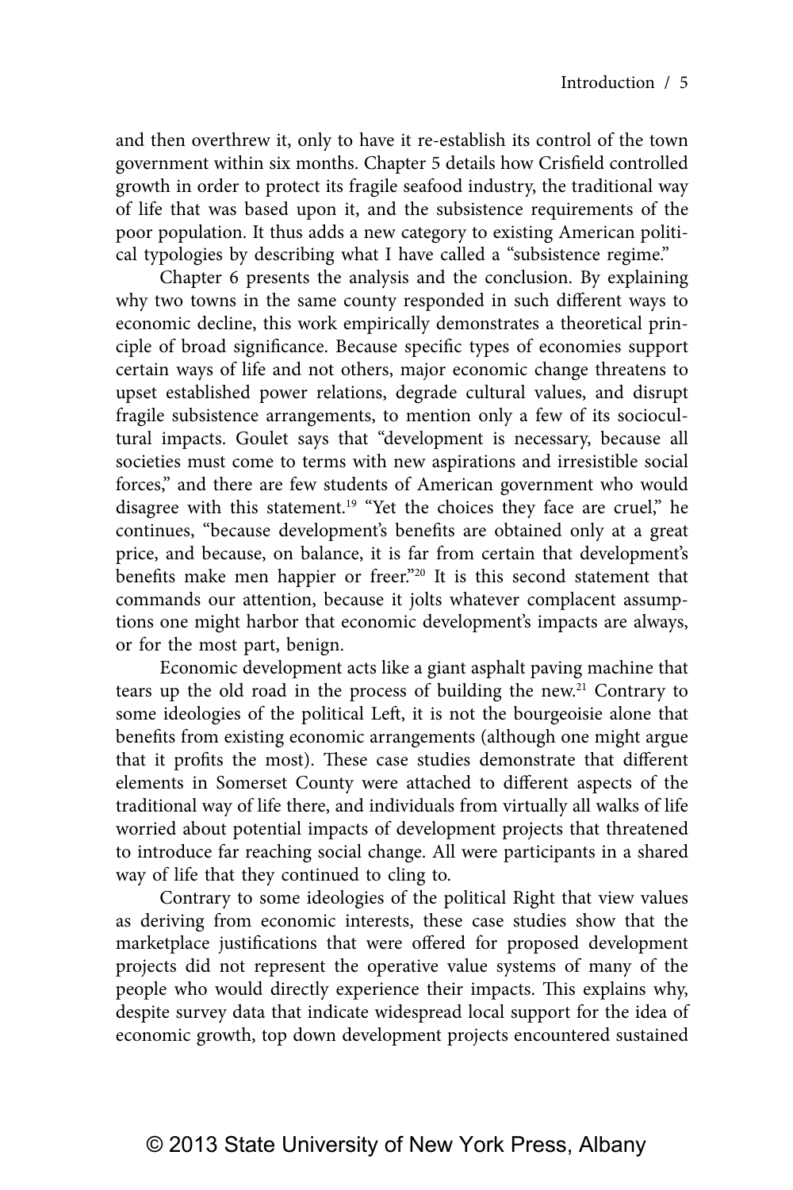and then overthrew it, only to have it re-establish its control of the town government within six months. Chapter 5 details how Crisfield controlled growth in order to protect its fragile seafood industry, the traditional way of life that was based upon it, and the subsistence requirements of the poor population. It thus adds a new category to existing American political typologies by describing what I have called a "subsistence regime."

Chapter 6 presents the analysis and the conclusion. By explaining why two towns in the same county responded in such different ways to economic decline, this work empirically demonstrates a theoretical principle of broad significance. Because specific types of economies support certain ways of life and not others, major economic change threatens to upset established power relations, degrade cultural values, and disrupt fragile subsistence arrangements, to mention only a few of its sociocultural impacts. Goulet says that "development is necessary, because all societies must come to terms with new aspirations and irresistible social forces," and there are few students of American government who would disagree with this statement.[19] "Yet the choices they face are cruel," he continues, "because development's benefits are obtained only at a great price, and because, on balance, it is far from certain that development's benefits make men happier or freer."[20] It is this second statement that commands our attention, because it jolts whatever complacent assumptions one might harbor that economic development's impacts are always, or for the most part, benign.

Economic development acts like a giant asphalt paving machine that tears up the old road in the process of building the new.[21] Contrary to some ideologies of the political Left, it is not the bourgeoisie alone that benefits from existing economic arrangements (although one might argue that it profits the most). These case studies demonstrate that different elements in Somerset County were attached to different aspects of the traditional way of life there, and individuals from virtually all walks of life worried about potential impacts of development projects that threatened to introduce far reaching social change. All were participants in a shared way of life that they continued to cling to.

Contrary to some ideologies of the political Right that view values as deriving from economic interests, these case studies show that the marketplace justifications that were offered for proposed development projects did not represent the operative value systems of many of the people who would directly experience their impacts. This explains why, despite survey data that indicate widespread local support for the idea of economic growth, top down development projects encountered sustained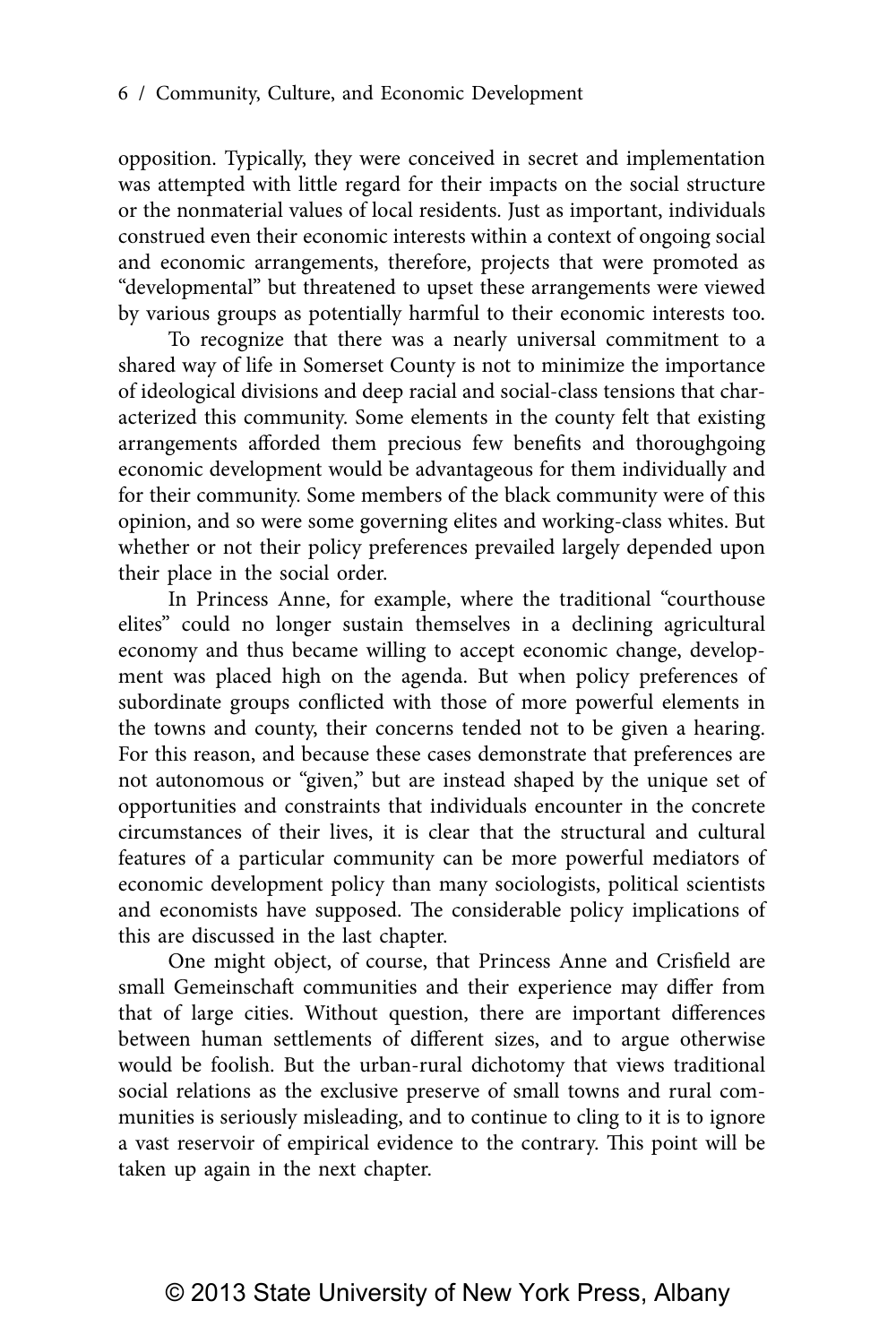opposition. Typically, they were conceived in secret and implementation was attempted with little regard for their impacts on the social structure or the nonmaterial values of local residents. Just as important, individuals construed even their economic interests within a context of ongoing social and economic arrangements, therefore, projects that were promoted as "developmental" but threatened to upset these arrangements were viewed by various groups as potentially harmful to their economic interests too.

To recognize that there was a nearly universal commitment to a shared way of life in Somerset County is not to minimize the importance of ideological divisions and deep racial and social-class tensions that characterized this community. Some elements in the county felt that existing arrangements afforded them precious few benefits and thoroughgoing economic development would be advantageous for them individually and for their community. Some members of the black community were of this opinion, and so were some governing elites and working-class whites. But whether or not their policy preferences prevailed largely depended upon their place in the social order.

In Princess Anne, for example, where the traditional "courthouse elites" could no longer sustain themselves in a declining agricultural economy and thus became willing to accept economic change, development was placed high on the agenda. But when policy preferences of subordinate groups conflicted with those of more powerful elements in the towns and county, their concerns tended not to be given a hearing. For this reason, and because these cases demonstrate that preferences are not autonomous or "given," but are instead shaped by the unique set of opportunities and constraints that individuals encounter in the concrete circumstances of their lives, it is clear that the structural and cultural features of a particular community can be more powerful mediators of economic development policy than many sociologists, political scientists and economists have supposed. The considerable policy implications of this are discussed in the last chapter.

One might object, of course, that Princess Anne and Crisfield are small Gemeinschaft communities and their experience may differ from that of large cities. Without question, there are important differences between human settlements of different sizes, and to argue otherwise would be foolish. But the urban-rural dichotomy that views traditional social relations as the exclusive preserve of small towns and rural communities is seriously misleading, and to continue to cling to it is to ignore a vast reservoir of empirical evidence to the contrary. This point will be taken up again in the next chapter.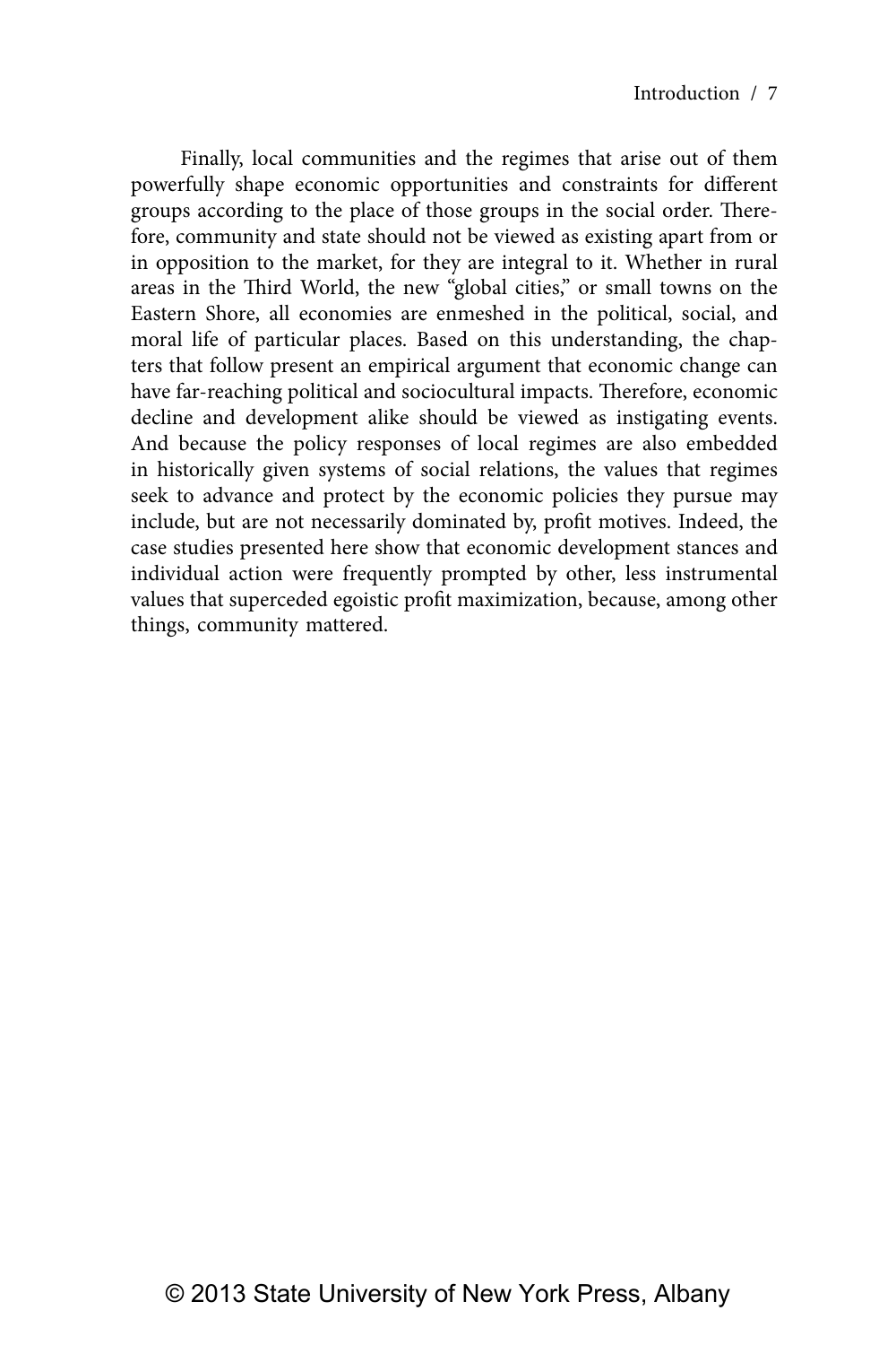Finally, local communities and the regimes that arise out of them powerfully shape economic opportunities and constraints for different groups according to the place of those groups in the social order. Therefore, community and state should not be viewed as existing apart from or in opposition to the market, for they are integral to it. Whether in rural areas in the Third World, the new "global cities," or small towns on the Eastern Shore, all economies are enmeshed in the political, social, and moral life of particular places. Based on this understanding, the chapters that follow present an empirical argument that economic change can have far-reaching political and sociocultural impacts. Therefore, economic decline and development alike should be viewed as instigating events. And because the policy responses of local regimes are also embedded in historically given systems of social relations, the values that regimes seek to advance and protect by the economic policies they pursue may include, but are not necessarily dominated by, profit motives. Indeed, the case studies presented here show that economic development stances and individual action were frequently prompted by other, less instrumental values that superceded egoistic profit maximization, because, among other things, community mattered.

© 2013 State University of New York Press, Albany